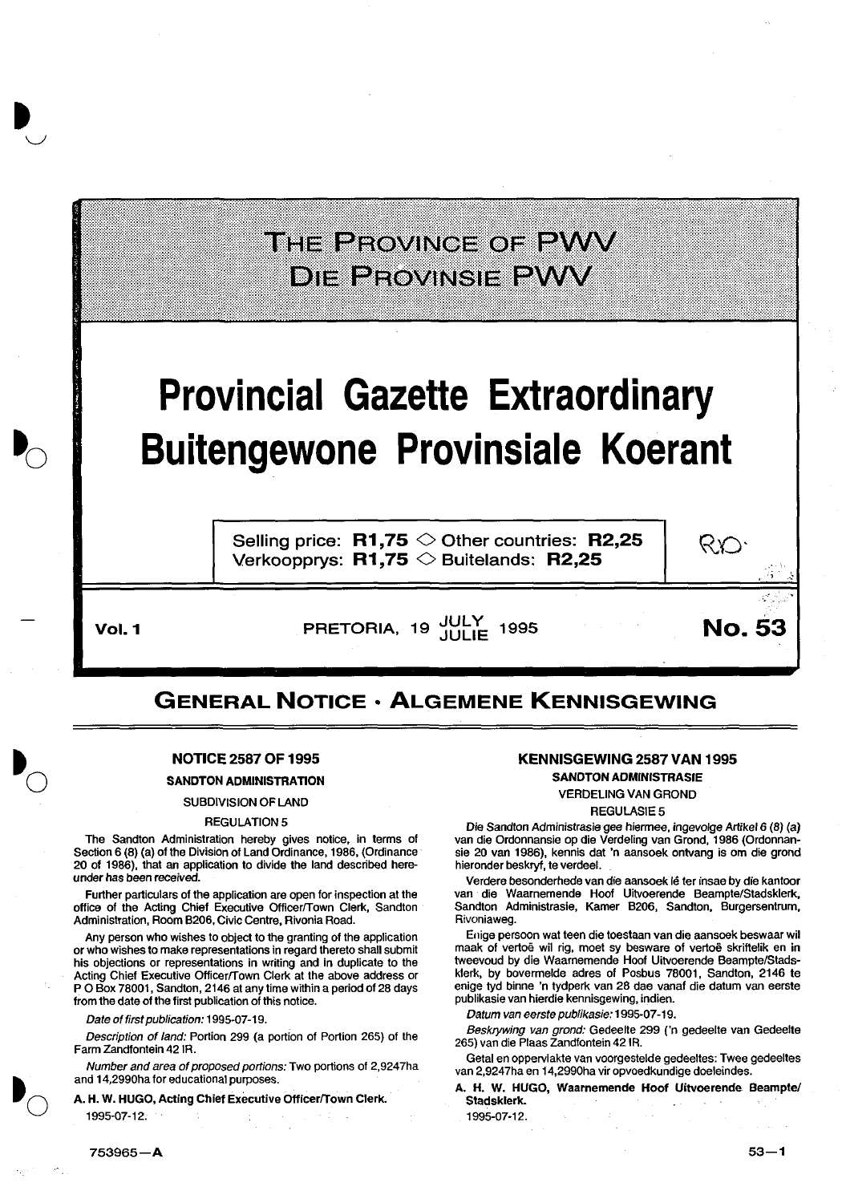# THE PROVINCE OF PWV
# DIE PROVINSIE PWV

# Provincial Gazette Extraordinary
# Buitengewone Provinsiale Koerant

Selling price: **R1,75** ◇ Other countries: **R2,25**
Verkoopprys: **R1,75** ◇ Buitelands: **R2,25**

**Vol. 1** PRETORIA, 19 JULY JULIE 1995 **No. 53**

## GENERAL NOTICE · ALGEMENE KENNISGEWING

### NOTICE 2587 OF 1995

**SANDTON ADMINISTRATION**

SUBDIVISION OF LAND

REGULATION 5

The Sandton Administration hereby gives notice, in terms of Section 6 (8) (a) of the Division of Land Ordinance, 1986, (Ordinance 20 of 1986), that an application to divide the land described hereunder has been received.

Further particulars of the application are open for inspection at the office of the Acting Chief Executive Officer/Town Clerk, Sandton Administration, Room B206, Civic Centre, Rivonia Road.

Any person who wishes to object to the granting of the application or who wishes to make representations in regard thereto shall submit his objections or representations in writing and in duplicate to the Acting Chief Executive Officer/Town Clerk at the above address or P O Box 78001, Sandton, 2146 at any time within a period of 28 days from the date of the first publication of this notice.

*Date of first publication:* 1995-07-19.

*Description of land:* Portion 299 (a portion of Portion 265) of the Farm Zandfontein 42 IR.

*Number and area of proposed portions:* Two portions of 2,9247ha and 14,2990ha for educational purposes.

**A. H. W. HUGO, Acting Chief Executive Officer/Town Clerk.**

1995-07-12.

### KENNISGEWING 2587 VAN 1995

**SANDTON ADMINISTRASIE**

VERDELING VAN GROND

REGULASIE 5

Die Sandton Administrasie gee hiermee, ingevolge Artikel 6 (8) (a) van die Ordonnansie op die Verdeling van Grond, 1986 (Ordonnansie 20 van 1986), kennis dat 'n aansoek ontvang is om die grond hieronder beskryf, te verdeel.

Verdere besonderhede van die aansoek lê ter insae by die kantoor van die Waarnemende Hoof Uitvoerende Beampte/Stadsklerk, Sandton Administrasie, Kamer B206, Sandton, Burgersentrum, Rivoniaweg.

Enige persoon wat teen die toestaan van die aansoek beswaar wil maak of vertoë wil rig, moet sy besware of vertoë skriftelik en in tweevoud by die Waarnemende Hoof Uitvoerende Beampte/Stadsklerk, by bovermelde adres of Posbus 78001, Sandton, 2146 te enige tyd binne 'n tydperk van 28 dae vanaf die datum van eerste publikasie van hierdie kennisgewing, indien.

*Datum van eerste publikasie:* 1995-07-19.

*Beskrywing van grond:* Gedeelte 299 ('n gedeelte van Gedeelte 265) van die Plaas Zandfontein 42 IR.

Getal en oppervlakte van voorgestelde gedeeltes: Twee gedeeltes van 2,9247ha en 14,2990ha vir opvoedkundige doeleindes.

**A. H. W. HUGO, Waarnemende Hoof Uitvoerende Beampte/Stadsklerk.**

1995-07-12.

753965—A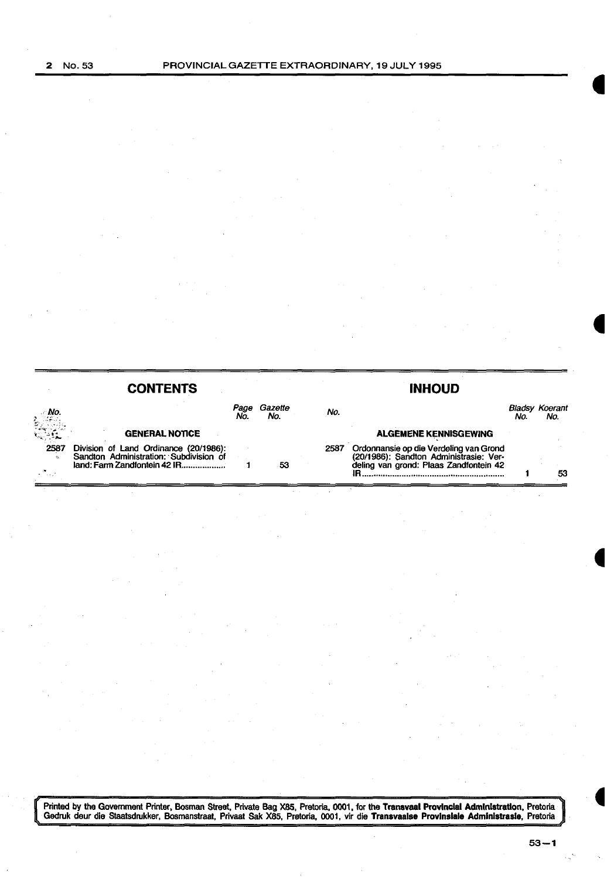## CONTENTS

| No. | | Page No. | Gazette No. |
|---|---|---|---|
| | **GENERAL NOTICE** | | |
| 2587 | Division of Land Ordinance (20/1986): Sandton Administration: Subdivision of land: Farm Zandfontein 42 IR | 1 | 53 |

## INHOUD

| No. | | Bladsy No. | Koerant No. |
|---|---|---|---|
| | **ALGEMENE KENNISGEWING** | | |
| 2587 | Ordonnansie op die Verdeling van Grond (20/1986): Sandton Administrasie: Verdeling van grond: Plaas Zandfontein 42 IR | 1 | 53 |

Printed by the Government Printer, Bosman Street, Private Bag X85, Pretoria, 0001, for the **Transvaal Provincial Administration**, Pretoria
Gedruk deur die Staatsdrukker, Bosmanstraat, Privaat Sak X85, Pretoria, 0001, vir die **Transvaalse Provinsiale Administrasie**, Pretoria

53—1